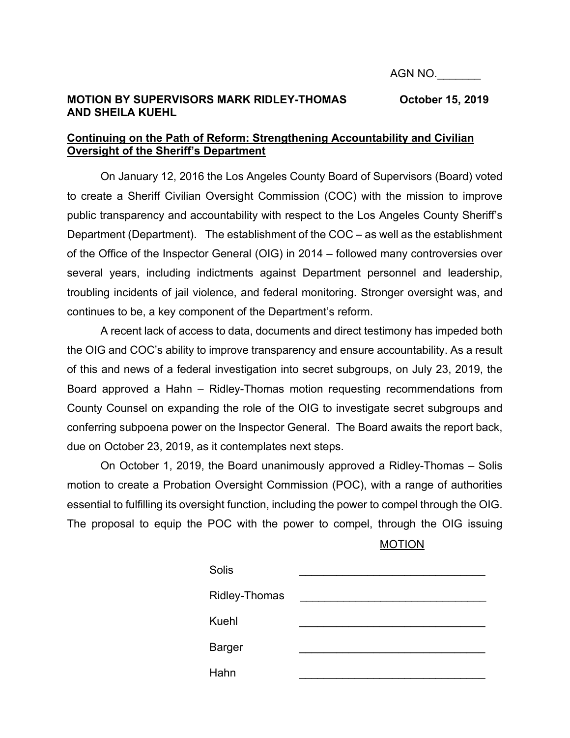AGN NO.\_\_\_\_\_\_\_

**MOTION BY SUPERVISORS MARK RIDLEY-THOMAS AND SHEILA KUEHL** **October 15, 2019**

**Continuing on the Path of Reform: Strengthening Accountability and Civilian Oversight of the Sheriff's Department**

On January 12, 2016 the Los Angeles County Board of Supervisors (Board) voted to create a Sheriff Civilian Oversight Commission (COC) with the mission to improve public transparency and accountability with respect to the Los Angeles County Sheriff's Department (Department). The establishment of the COC – as well as the establishment of the Office of the Inspector General (OIG) in 2014 – followed many controversies over several years, including indictments against Department personnel and leadership, troubling incidents of jail violence, and federal monitoring. Stronger oversight was, and continues to be, a key component of the Department's reform.

A recent lack of access to data, documents and direct testimony has impeded both the OIG and COC's ability to improve transparency and ensure accountability. As a result of this and news of a federal investigation into secret subgroups, on July 23, 2019, the Board approved a Hahn – Ridley-Thomas motion requesting recommendations from County Counsel on expanding the role of the OIG to investigate secret subgroups and conferring subpoena power on the Inspector General. The Board awaits the report back, due on October 23, 2019, as it contemplates next steps.

On October 1, 2019, the Board unanimously approved a Ridley-Thomas – Solis motion to create a Probation Oversight Commission (POC), with a range of authorities essential to fulfilling its oversight function, including the power to compel through the OIG. The proposal to equip the POC with the power to compel, through the OIG issuing

MOTION

| | |
|---|---|
| Solis | \_\_\_\_\_\_\_\_\_\_\_\_\_\_\_\_\_\_\_\_\_\_\_\_\_\_\_\_ |
| Ridley-Thomas | \_\_\_\_\_\_\_\_\_\_\_\_\_\_\_\_\_\_\_\_\_\_\_\_\_\_\_\_ |
| Kuehl | \_\_\_\_\_\_\_\_\_\_\_\_\_\_\_\_\_\_\_\_\_\_\_\_\_\_\_\_ |
| Barger | \_\_\_\_\_\_\_\_\_\_\_\_\_\_\_\_\_\_\_\_\_\_\_\_\_\_\_\_ |
| Hahn | \_\_\_\_\_\_\_\_\_\_\_\_\_\_\_\_\_\_\_\_\_\_\_\_\_\_\_\_ |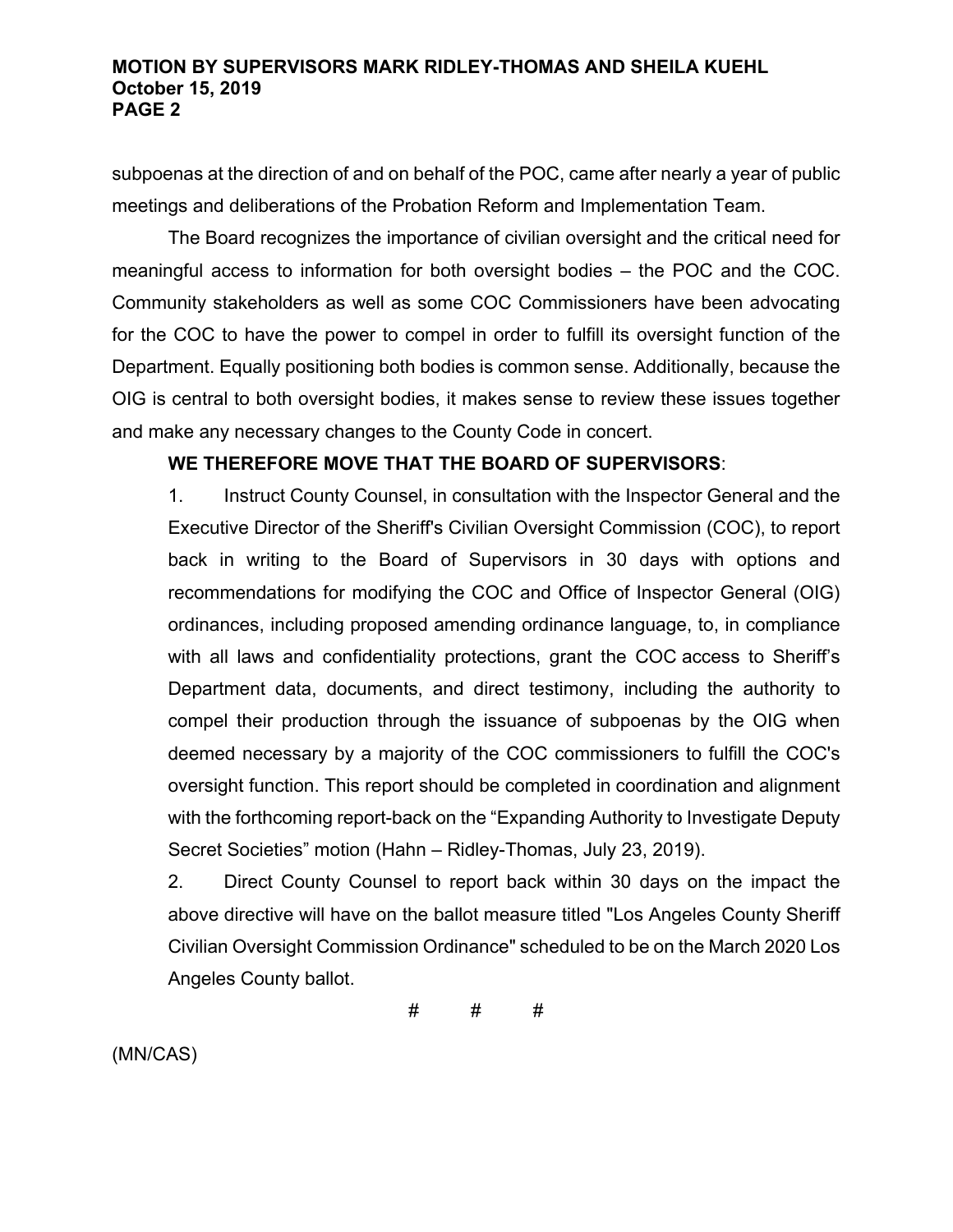subpoenas at the direction of and on behalf of the POC, came after nearly a year of public meetings and deliberations of the Probation Reform and Implementation Team.

The Board recognizes the importance of civilian oversight and the critical need for meaningful access to information for both oversight bodies – the POC and the COC. Community stakeholders as well as some COC Commissioners have been advocating for the COC to have the power to compel in order to fulfill its oversight function of the Department. Equally positioning both bodies is common sense. Additionally, because the OIG is central to both oversight bodies, it makes sense to review these issues together and make any necessary changes to the County Code in concert.

**WE THEREFORE MOVE THAT THE BOARD OF SUPERVISORS**:

1. Instruct County Counsel, in consultation with the Inspector General and the Executive Director of the Sheriff's Civilian Oversight Commission (COC), to report back in writing to the Board of Supervisors in 30 days with options and recommendations for modifying the COC and Office of Inspector General (OIG) ordinances, including proposed amending ordinance language, to, in compliance with all laws and confidentiality protections, grant the COC access to Sheriff's Department data, documents, and direct testimony, including the authority to compel their production through the issuance of subpoenas by the OIG when deemed necessary by a majority of the COC commissioners to fulfill the COC's oversight function. This report should be completed in coordination and alignment with the forthcoming report-back on the "Expanding Authority to Investigate Deputy Secret Societies" motion (Hahn – Ridley-Thomas, July 23, 2019).

2. Direct County Counsel to report back within 30 days on the impact the above directive will have on the ballot measure titled "Los Angeles County Sheriff Civilian Oversight Commission Ordinance" scheduled to be on the March 2020 Los Angeles County ballot.

\# # #

(MN/CAS)